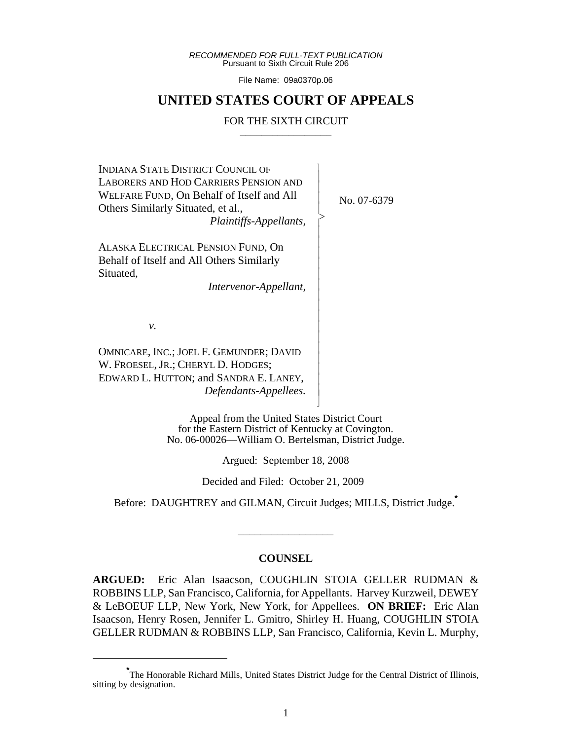*RECOMMENDED FOR FULL-TEXT PUBLICATION*
Pursuant to Sixth Circuit Rule 206

File Name: 09a0370p.06

# UNITED STATES COURT OF APPEALS

FOR THE SIXTH CIRCUIT

---

INDIANA STATE DISTRICT COUNCIL OF LABORERS AND HOD CARRIERS PENSION AND WELFARE FUND, On Behalf of Itself and All Others Similarly Situated, et al.,
*Plaintiffs-Appellants,*

ALASKA ELECTRICAL PENSION FUND, On Behalf of Itself and All Others Similarly Situated,
*Intervenor-Appellant,*

*v.*

OMNICARE, INC.; JOEL F. GEMUNDER; DAVID W. FROESEL, JR.; CHERYL D. HODGES; EDWARD L. HUTTON; and SANDRA E. LANEY,
*Defendants-Appellees.*

No. 07-6379

Appeal from the United States District Court for the Eastern District of Kentucky at Covington.
No. 06-00026—William O. Bertelsman, District Judge.

Argued: September 18, 2008

Decided and Filed: October 21, 2009

Before: DAUGHTREY and GILMAN, Circuit Judges; MILLS, District Judge.*

---

## COUNSEL

**ARGUED:** Eric Alan Isaacson, COUGHLIN STOIA GELLER RUDMAN & ROBBINS LLP, San Francisco, California, for Appellants. Harvey Kurzweil, DEWEY & LeBOEUF LLP, New York, New York, for Appellees. **ON BRIEF:** Eric Alan Isaacson, Henry Rosen, Jennifer L. Gmitro, Shirley H. Huang, COUGHLIN STOIA GELLER RUDMAN & ROBBINS LLP, San Francisco, California, Kevin L. Murphy,

---

*The Honorable Richard Mills, United States District Judge for the Central District of Illinois, sitting by designation.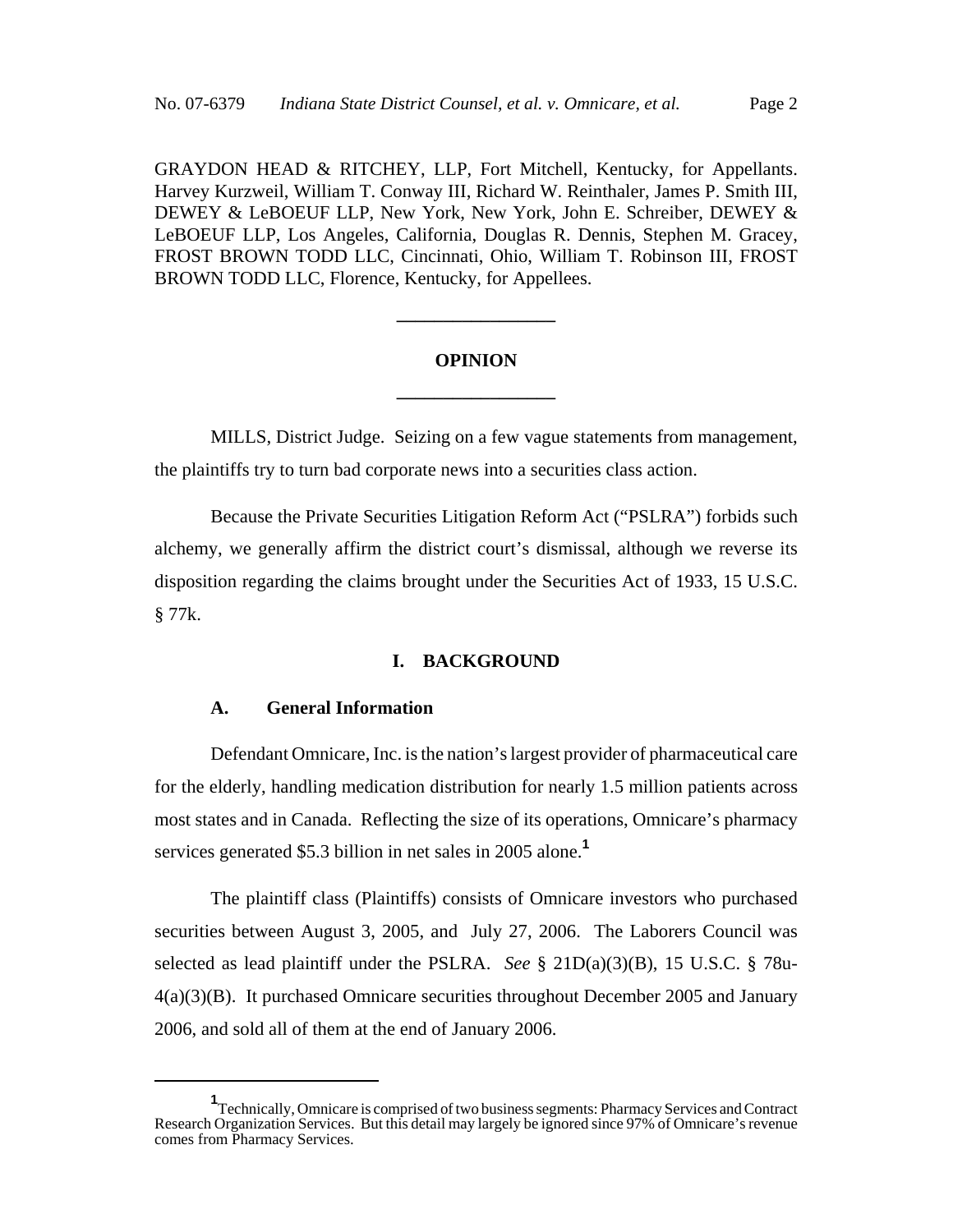GRAYDON HEAD & RITCHEY, LLP, Fort Mitchell, Kentucky, for Appellants. Harvey Kurzweil, William T. Conway III, Richard W. Reinthaler, James P. Smith III, DEWEY & LeBOEUF LLP, New York, New York, John E. Schreiber, DEWEY & LeBOEUF LLP, Los Angeles, California, Douglas R. Dennis, Stephen M. Gracey, FROST BROWN TODD LLC, Cincinnati, Ohio, William T. Robinson III, FROST BROWN TODD LLC, Florence, Kentucky, for Appellees.

---

**OPINION**

---

MILLS, District Judge. Seizing on a few vague statements from management, the plaintiffs try to turn bad corporate news into a securities class action.

Because the Private Securities Litigation Reform Act ("PSLRA") forbids such alchemy, we generally affirm the district court's dismissal, although we reverse its disposition regarding the claims brought under the Securities Act of 1933, 15 U.S.C. § 77k.

## I. BACKGROUND

### A. General Information

Defendant Omnicare, Inc. is the nation's largest provider of pharmaceutical care for the elderly, handling medication distribution for nearly 1.5 million patients across most states and in Canada. Reflecting the size of its operations, Omnicare's pharmacy services generated $5.3 billion in net sales in 2005 alone.[1]

The plaintiff class (Plaintiffs) consists of Omnicare investors who purchased securities between August 3, 2005, and July 27, 2006. The Laborers Council was selected as lead plaintiff under the PSLRA. *See* § 21D(a)(3)(B), 15 U.S.C. § 78u-4(a)(3)(B). It purchased Omnicare securities throughout December 2005 and January 2006, and sold all of them at the end of January 2006.

---

[1] Technically, Omnicare is comprised of two business segments: Pharmacy Services and Contract Research Organization Services. But this detail may largely be ignored since 97% of Omnicare's revenue comes from Pharmacy Services.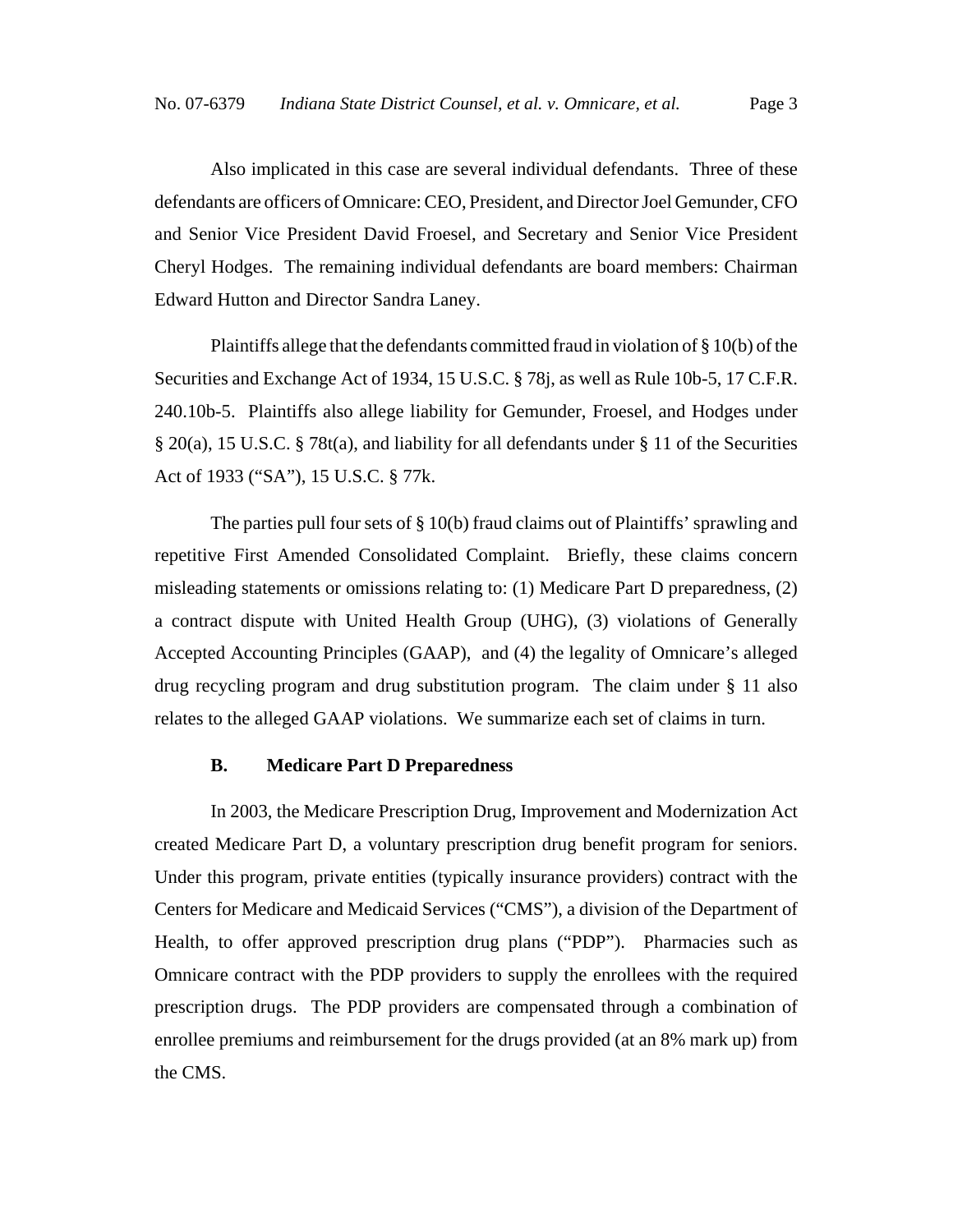Also implicated in this case are several individual defendants. Three of these defendants are officers of Omnicare: CEO, President, and Director Joel Gemunder, CFO and Senior Vice President David Froesel, and Secretary and Senior Vice President Cheryl Hodges. The remaining individual defendants are board members: Chairman Edward Hutton and Director Sandra Laney.

Plaintiffs allege that the defendants committed fraud in violation of § 10(b) of the Securities and Exchange Act of 1934, 15 U.S.C. § 78j, as well as Rule 10b-5, 17 C.F.R. 240.10b-5. Plaintiffs also allege liability for Gemunder, Froesel, and Hodges under § 20(a), 15 U.S.C. § 78t(a), and liability for all defendants under § 11 of the Securities Act of 1933 ("SA"), 15 U.S.C. § 77k.

The parties pull four sets of § 10(b) fraud claims out of Plaintiffs' sprawling and repetitive First Amended Consolidated Complaint. Briefly, these claims concern misleading statements or omissions relating to: (1) Medicare Part D preparedness, (2) a contract dispute with United Health Group (UHG), (3) violations of Generally Accepted Accounting Principles (GAAP), and (4) the legality of Omnicare's alleged drug recycling program and drug substitution program. The claim under § 11 also relates to the alleged GAAP violations. We summarize each set of claims in turn.

### B. Medicare Part D Preparedness

In 2003, the Medicare Prescription Drug, Improvement and Modernization Act created Medicare Part D, a voluntary prescription drug benefit program for seniors. Under this program, private entities (typically insurance providers) contract with the Centers for Medicare and Medicaid Services ("CMS"), a division of the Department of Health, to offer approved prescription drug plans ("PDP"). Pharmacies such as Omnicare contract with the PDP providers to supply the enrollees with the required prescription drugs. The PDP providers are compensated through a combination of enrollee premiums and reimbursement for the drugs provided (at an 8% mark up) from the CMS.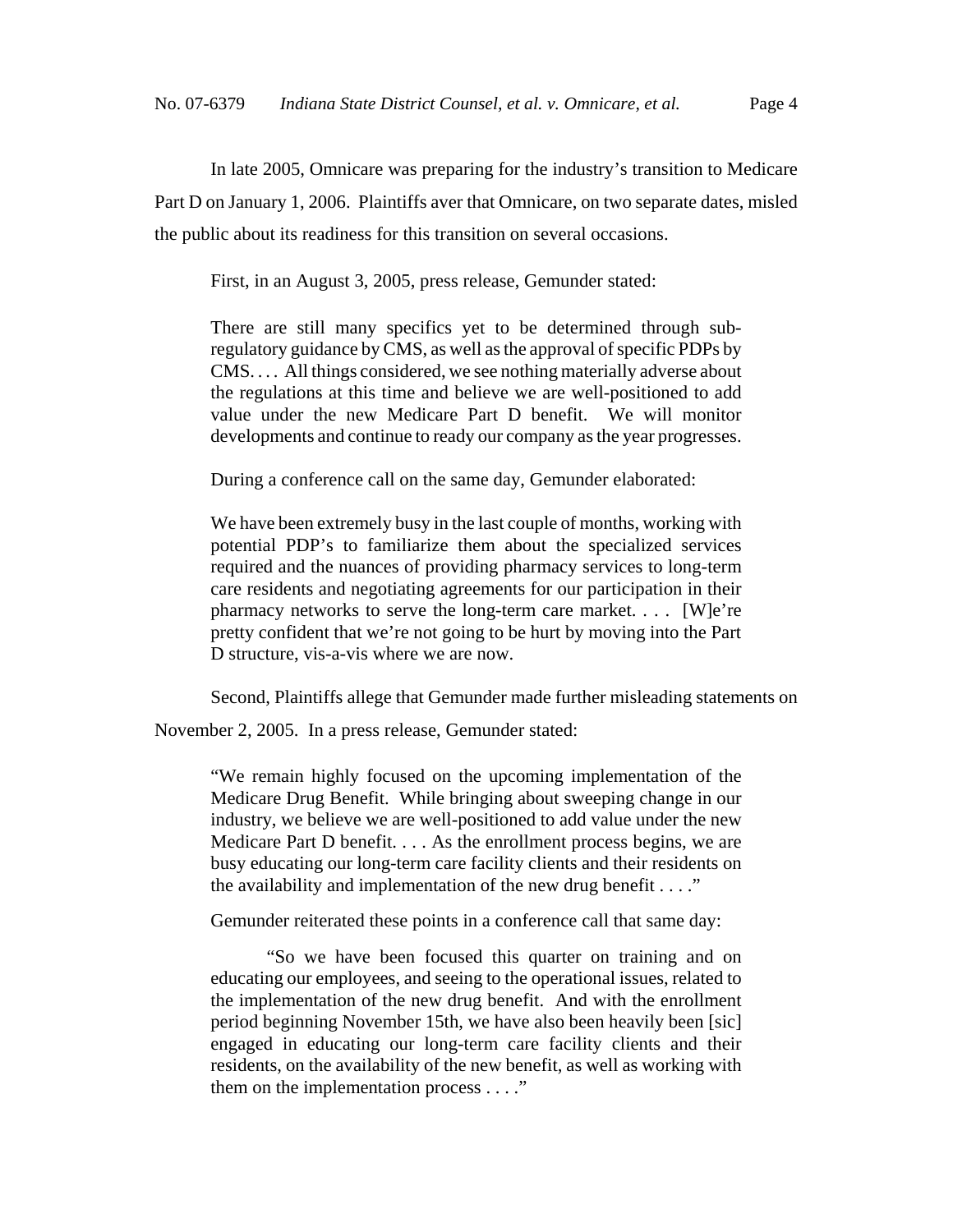In late 2005, Omnicare was preparing for the industry's transition to Medicare Part D on January 1, 2006. Plaintiffs aver that Omnicare, on two separate dates, misled the public about its readiness for this transition on several occasions.

First, in an August 3, 2005, press release, Gemunder stated:

> There are still many specifics yet to be determined through sub-regulatory guidance by CMS, as well as the approval of specific PDPs by CMS. . . . All things considered, we see nothing materially adverse about the regulations at this time and believe we are well-positioned to add value under the new Medicare Part D benefit. We will monitor developments and continue to ready our company as the year progresses.

During a conference call on the same day, Gemunder elaborated:

> We have been extremely busy in the last couple of months, working with potential PDP's to familiarize them about the specialized services required and the nuances of providing pharmacy services to long-term care residents and negotiating agreements for our participation in their pharmacy networks to serve the long-term care market. . . . [W]e're pretty confident that we're not going to be hurt by moving into the Part D structure, vis-a-vis where we are now.

Second, Plaintiffs allege that Gemunder made further misleading statements on November 2, 2005. In a press release, Gemunder stated:

> "We remain highly focused on the upcoming implementation of the Medicare Drug Benefit. While bringing about sweeping change in our industry, we believe we are well-positioned to add value under the new Medicare Part D benefit. . . . As the enrollment process begins, we are busy educating our long-term care facility clients and their residents on the availability and implementation of the new drug benefit . . . ."

Gemunder reiterated these points in a conference call that same day:

> "So we have been focused this quarter on training and on educating our employees, and seeing to the operational issues, related to the implementation of the new drug benefit. And with the enrollment period beginning November 15th, we have also been heavily been [sic] engaged in educating our long-term care facility clients and their residents, on the availability of the new benefit, as well as working with them on the implementation process . . . ."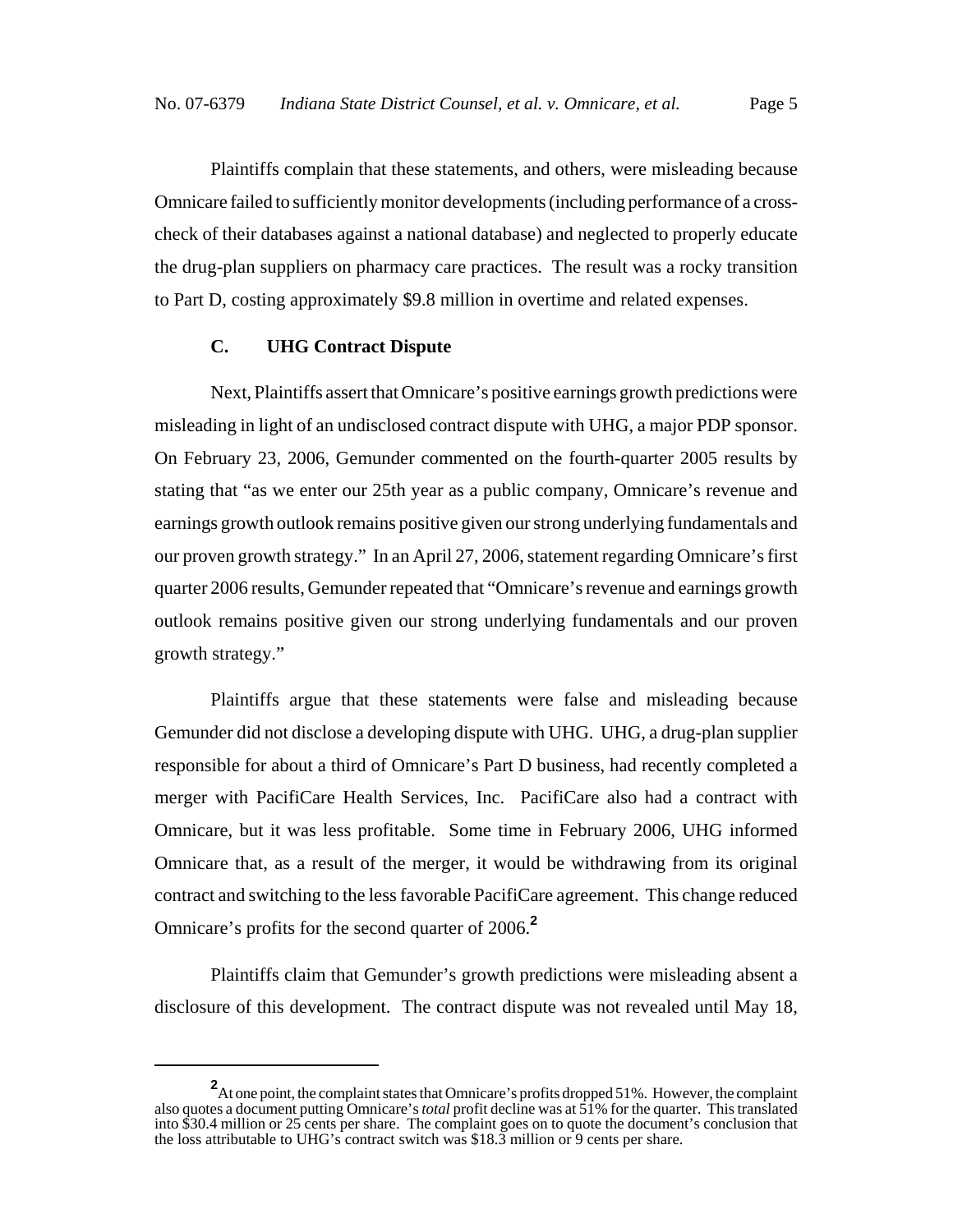Plaintiffs complain that these statements, and others, were misleading because Omnicare failed to sufficiently monitor developments (including performance of a cross-check of their databases against a national database) and neglected to properly educate the drug-plan suppliers on pharmacy care practices. The result was a rocky transition to Part D, costing approximately $9.8 million in overtime and related expenses.

### C. UHG Contract Dispute

Next, Plaintiffs assert that Omnicare's positive earnings growth predictions were misleading in light of an undisclosed contract dispute with UHG, a major PDP sponsor. On February 23, 2006, Gemunder commented on the fourth-quarter 2005 results by stating that "as we enter our 25th year as a public company, Omnicare's revenue and earnings growth outlook remains positive given our strong underlying fundamentals and our proven growth strategy." In an April 27, 2006, statement regarding Omnicare's first quarter 2006 results, Gemunder repeated that "Omnicare's revenue and earnings growth outlook remains positive given our strong underlying fundamentals and our proven growth strategy."

Plaintiffs argue that these statements were false and misleading because Gemunder did not disclose a developing dispute with UHG. UHG, a drug-plan supplier responsible for about a third of Omnicare's Part D business, had recently completed a merger with PacifiCare Health Services, Inc. PacifiCare also had a contract with Omnicare, but it was less profitable. Some time in February 2006, UHG informed Omnicare that, as a result of the merger, it would be withdrawing from its original contract and switching to the less favorable PacifiCare agreement. This change reduced Omnicare's profits for the second quarter of 2006.[2]

Plaintiffs claim that Gemunder's growth predictions were misleading absent a disclosure of this development. The contract dispute was not revealed until May 18,

---

[2] At one point, the complaint states that Omnicare's profits dropped 51%. However, the complaint also quotes a document putting Omnicare's *total* profit decline was at 51% for the quarter. This translated into $30.4 million or 25 cents per share. The complaint goes on to quote the document's conclusion that the loss attributable to UHG's contract switch was $18.3 million or 9 cents per share.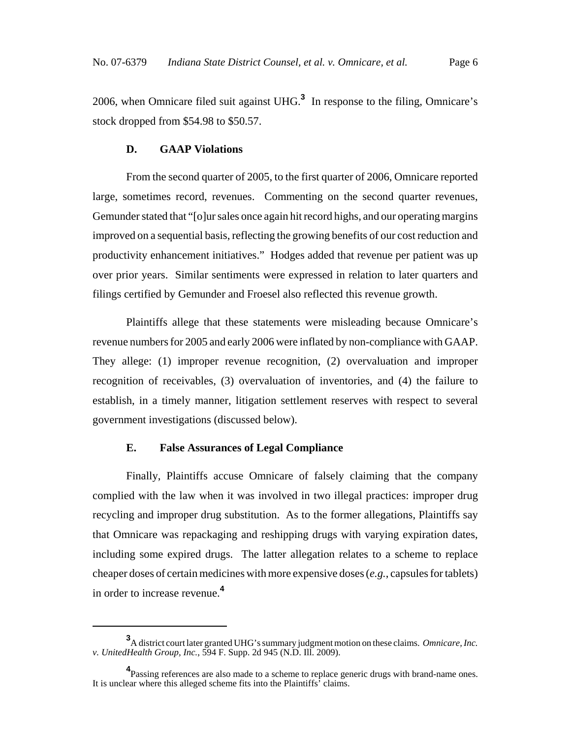2006, when Omnicare filed suit against UHG.[3] In response to the filing, Omnicare's stock dropped from $54.98 to $50.57.

### D. GAAP Violations

From the second quarter of 2005, to the first quarter of 2006, Omnicare reported large, sometimes record, revenues. Commenting on the second quarter revenues, Gemunder stated that "[o]ur sales once again hit record highs, and our operating margins improved on a sequential basis, reflecting the growing benefits of our cost reduction and productivity enhancement initiatives." Hodges added that revenue per patient was up over prior years. Similar sentiments were expressed in relation to later quarters and filings certified by Gemunder and Froesel also reflected this revenue growth.

Plaintiffs allege that these statements were misleading because Omnicare's revenue numbers for 2005 and early 2006 were inflated by non-compliance with GAAP. They allege: (1) improper revenue recognition, (2) overvaluation and improper recognition of receivables, (3) overvaluation of inventories, and (4) the failure to establish, in a timely manner, litigation settlement reserves with respect to several government investigations (discussed below).

### E. False Assurances of Legal Compliance

Finally, Plaintiffs accuse Omnicare of falsely claiming that the company complied with the law when it was involved in two illegal practices: improper drug recycling and improper drug substitution. As to the former allegations, Plaintiffs say that Omnicare was repackaging and reshipping drugs with varying expiration dates, including some expired drugs. The latter allegation relates to a scheme to replace cheaper doses of certain medicines with more expensive doses (*e.g.*, capsules for tablets) in order to increase revenue.[4]

---

[3] A district court later granted UHG's summary judgment motion on these claims. *Omnicare, Inc. v. UnitedHealth Group, Inc.*, 594 F. Supp. 2d 945 (N.D. Ill. 2009).

[4] Passing references are also made to a scheme to replace generic drugs with brand-name ones. It is unclear where this alleged scheme fits into the Plaintiffs' claims.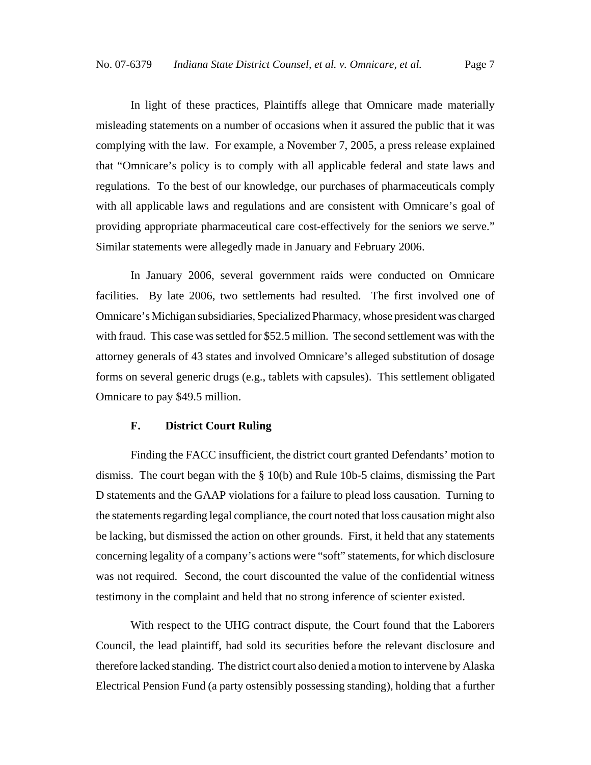In light of these practices, Plaintiffs allege that Omnicare made materially misleading statements on a number of occasions when it assured the public that it was complying with the law. For example, a November 7, 2005, a press release explained that "Omnicare's policy is to comply with all applicable federal and state laws and regulations. To the best of our knowledge, our purchases of pharmaceuticals comply with all applicable laws and regulations and are consistent with Omnicare's goal of providing appropriate pharmaceutical care cost-effectively for the seniors we serve." Similar statements were allegedly made in January and February 2006.

In January 2006, several government raids were conducted on Omnicare facilities. By late 2006, two settlements had resulted. The first involved one of Omnicare's Michigan subsidiaries, Specialized Pharmacy, whose president was charged with fraud. This case was settled for $52.5 million. The second settlement was with the attorney generals of 43 states and involved Omnicare's alleged substitution of dosage forms on several generic drugs (e.g., tablets with capsules). This settlement obligated Omnicare to pay $49.5 million.

### F. District Court Ruling

Finding the FACC insufficient, the district court granted Defendants' motion to dismiss. The court began with the § 10(b) and Rule 10b-5 claims, dismissing the Part D statements and the GAAP violations for a failure to plead loss causation. Turning to the statements regarding legal compliance, the court noted that loss causation might also be lacking, but dismissed the action on other grounds. First, it held that any statements concerning legality of a company's actions were "soft" statements, for which disclosure was not required. Second, the court discounted the value of the confidential witness testimony in the complaint and held that no strong inference of scienter existed.

With respect to the UHG contract dispute, the Court found that the Laborers Council, the lead plaintiff, had sold its securities before the relevant disclosure and therefore lacked standing. The district court also denied a motion to intervene by Alaska Electrical Pension Fund (a party ostensibly possessing standing), holding that a further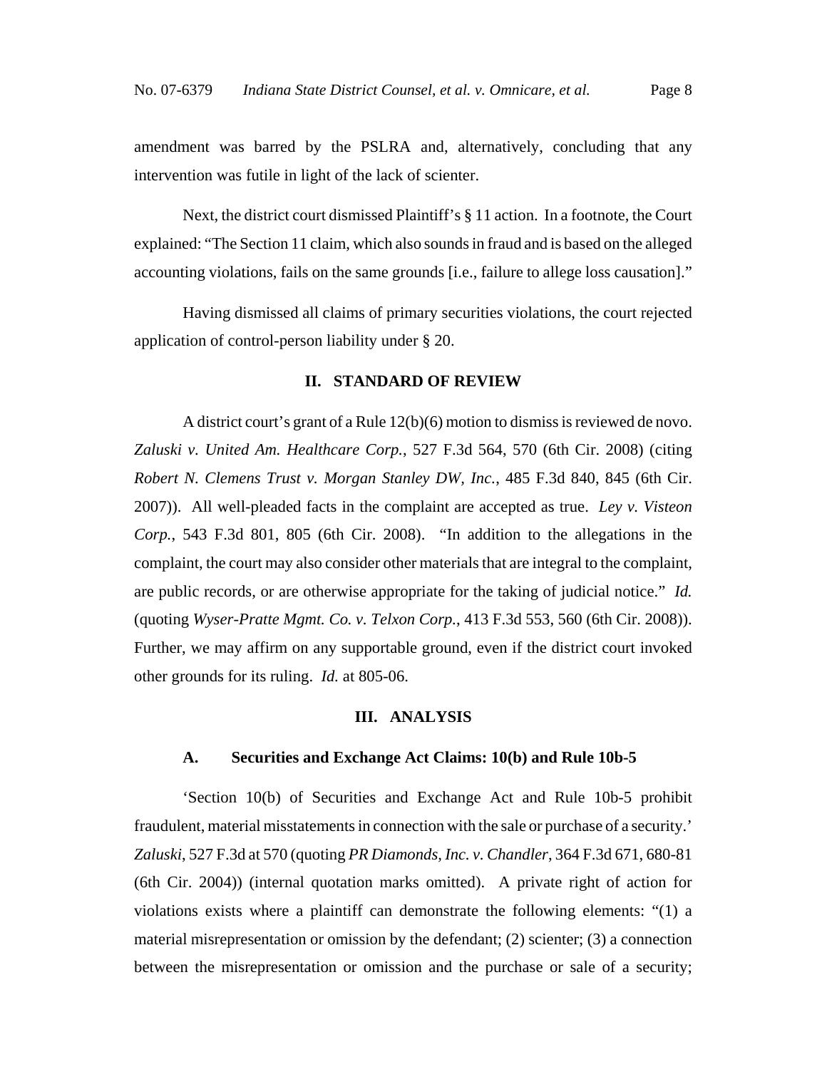amendment was barred by the PSLRA and, alternatively, concluding that any intervention was futile in light of the lack of scienter.

Next, the district court dismissed Plaintiff's § 11 action. In a footnote, the Court explained: "The Section 11 claim, which also sounds in fraud and is based on the alleged accounting violations, fails on the same grounds [i.e., failure to allege loss causation]."

Having dismissed all claims of primary securities violations, the court rejected application of control-person liability under § 20.

## II. STANDARD OF REVIEW

A district court's grant of a Rule 12(b)(6) motion to dismiss is reviewed de novo. *Zaluski v. United Am. Healthcare Corp.*, 527 F.3d 564, 570 (6th Cir. 2008) (citing *Robert N. Clemens Trust v. Morgan Stanley DW, Inc.*, 485 F.3d 840, 845 (6th Cir. 2007)). All well-pleaded facts in the complaint are accepted as true. *Ley v. Visteon Corp.*, 543 F.3d 801, 805 (6th Cir. 2008). "In addition to the allegations in the complaint, the court may also consider other materials that are integral to the complaint, are public records, or are otherwise appropriate for the taking of judicial notice." *Id.* (quoting *Wyser-Pratte Mgmt. Co. v. Telxon Corp.*, 413 F.3d 553, 560 (6th Cir. 2008)). Further, we may affirm on any supportable ground, even if the district court invoked other grounds for its ruling. *Id.* at 805-06.

## III. ANALYSIS

### A. Securities and Exchange Act Claims: 10(b) and Rule 10b-5

'Section 10(b) of Securities and Exchange Act and Rule 10b-5 prohibit fraudulent, material misstatements in connection with the sale or purchase of a security.' *Zaluski*, 527 F.3d at 570 (quoting *PR Diamonds, Inc. v. Chandler*, 364 F.3d 671, 680-81 (6th Cir. 2004)) (internal quotation marks omitted). A private right of action for violations exists where a plaintiff can demonstrate the following elements: "(1) a material misrepresentation or omission by the defendant; (2) scienter; (3) a connection between the misrepresentation or omission and the purchase or sale of a security;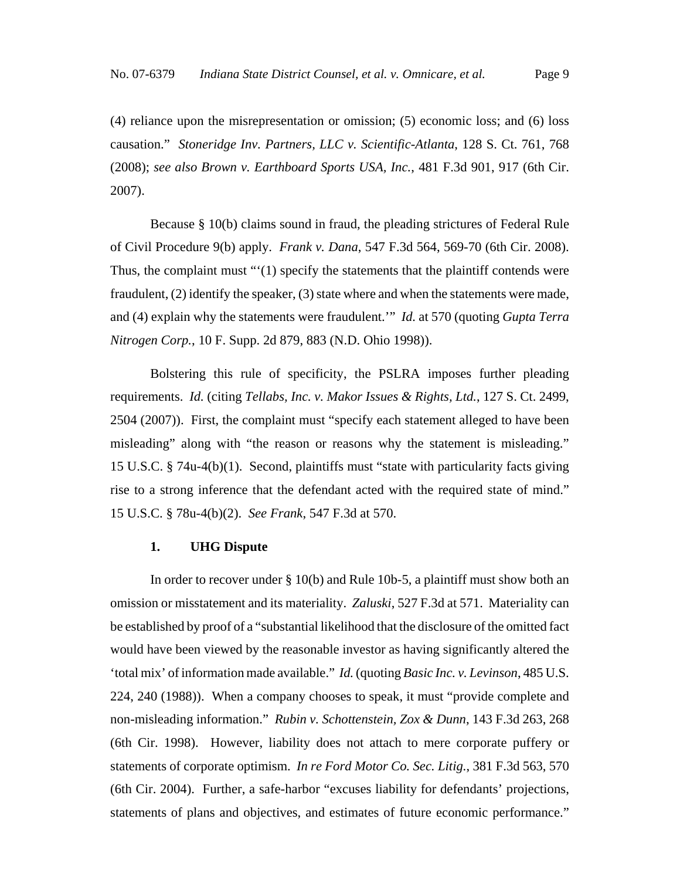(4) reliance upon the misrepresentation or omission; (5) economic loss; and (6) loss causation." *Stoneridge Inv. Partners, LLC v. Scientific-Atlanta*, 128 S. Ct. 761, 768 (2008); *see also Brown v. Earthboard Sports USA, Inc.*, 481 F.3d 901, 917 (6th Cir. 2007).

Because § 10(b) claims sound in fraud, the pleading strictures of Federal Rule of Civil Procedure 9(b) apply. *Frank v. Dana*, 547 F.3d 564, 569-70 (6th Cir. 2008). Thus, the complaint must "'(1) specify the statements that the plaintiff contends were fraudulent, (2) identify the speaker, (3) state where and when the statements were made, and (4) explain why the statements were fraudulent.'" *Id.* at 570 (quoting *Gupta Terra Nitrogen Corp.*, 10 F. Supp. 2d 879, 883 (N.D. Ohio 1998)).

Bolstering this rule of specificity, the PSLRA imposes further pleading requirements. *Id.* (citing *Tellabs, Inc. v. Makor Issues & Rights, Ltd.*, 127 S. Ct. 2499, 2504 (2007)). First, the complaint must "specify each statement alleged to have been misleading" along with "the reason or reasons why the statement is misleading." 15 U.S.C. § 74u-4(b)(1). Second, plaintiffs must "state with particularity facts giving rise to a strong inference that the defendant acted with the required state of mind." 15 U.S.C. § 78u-4(b)(2). *See Frank*, 547 F.3d at 570.

**1. UHG Dispute**

In order to recover under § 10(b) and Rule 10b-5, a plaintiff must show both an omission or misstatement and its materiality. *Zaluski*, 527 F.3d at 571. Materiality can be established by proof of a "substantial likelihood that the disclosure of the omitted fact would have been viewed by the reasonable investor as having significantly altered the 'total mix' of information made available." *Id.* (quoting *Basic Inc. v. Levinson*, 485 U.S. 224, 240 (1988)). When a company chooses to speak, it must "provide complete and non-misleading information." *Rubin v. Schottenstein, Zox & Dunn*, 143 F.3d 263, 268 (6th Cir. 1998). However, liability does not attach to mere corporate puffery or statements of corporate optimism. *In re Ford Motor Co. Sec. Litig.*, 381 F.3d 563, 570 (6th Cir. 2004). Further, a safe-harbor "excuses liability for defendants' projections, statements of plans and objectives, and estimates of future economic performance."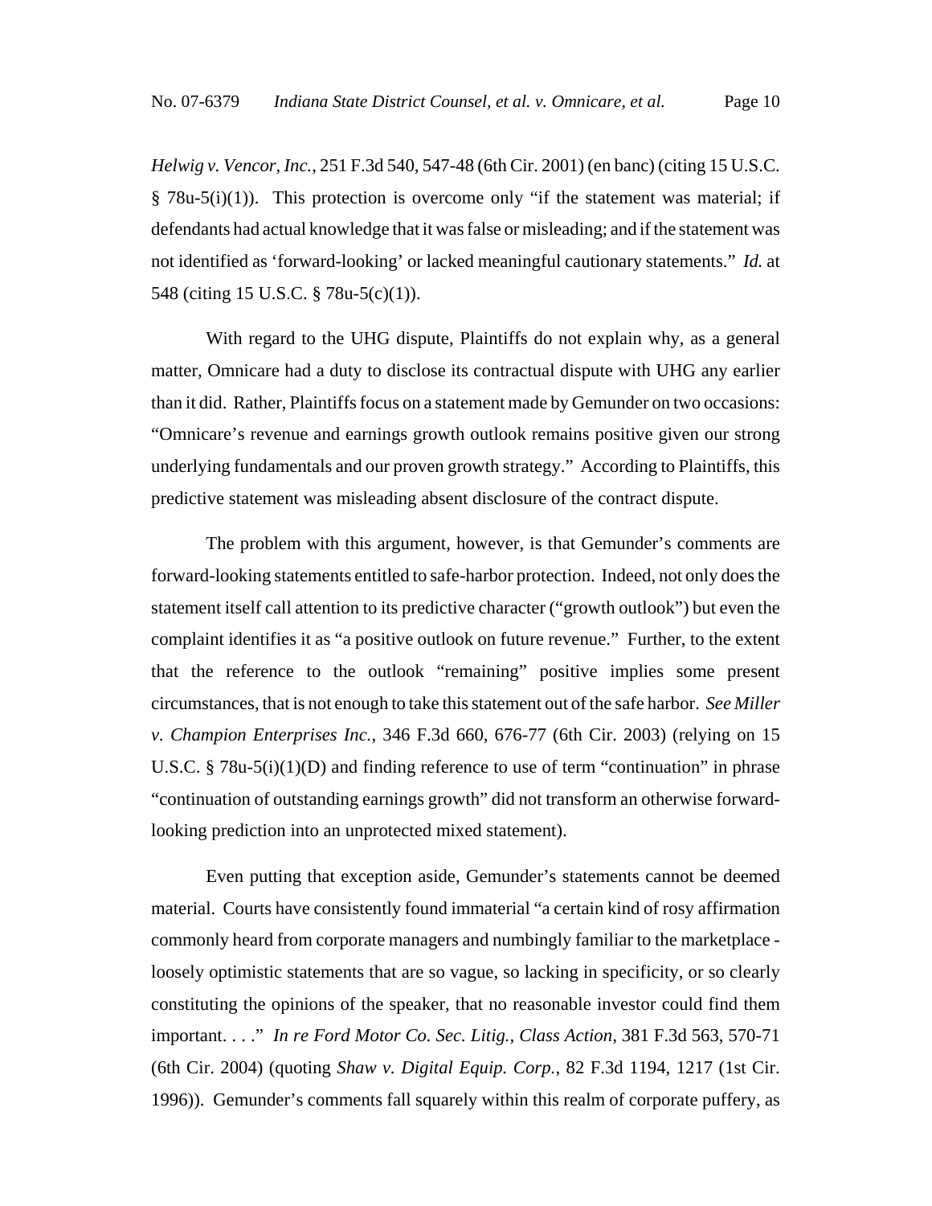*Helwig v. Vencor, Inc.*, 251 F.3d 540, 547-48 (6th Cir. 2001) (en banc) (citing 15 U.S.C. § 78u-5(i)(1)). This protection is overcome only "if the statement was material; if defendants had actual knowledge that it was false or misleading; and if the statement was not identified as 'forward-looking' or lacked meaningful cautionary statements." *Id.* at 548 (citing 15 U.S.C. § 78u-5(c)(1)).

With regard to the UHG dispute, Plaintiffs do not explain why, as a general matter, Omnicare had a duty to disclose its contractual dispute with UHG any earlier than it did. Rather, Plaintiffs focus on a statement made by Gemunder on two occasions: "Omnicare's revenue and earnings growth outlook remains positive given our strong underlying fundamentals and our proven growth strategy." According to Plaintiffs, this predictive statement was misleading absent disclosure of the contract dispute.

The problem with this argument, however, is that Gemunder's comments are forward-looking statements entitled to safe-harbor protection. Indeed, not only does the statement itself call attention to its predictive character ("growth outlook") but even the complaint identifies it as "a positive outlook on future revenue." Further, to the extent that the reference to the outlook "remaining" positive implies some present circumstances, that is not enough to take this statement out of the safe harbor. *See Miller v. Champion Enterprises Inc.*, 346 F.3d 660, 676-77 (6th Cir. 2003) (relying on 15 U.S.C. § 78u-5(i)(1)(D) and finding reference to use of term "continuation" in phrase "continuation of outstanding earnings growth" did not transform an otherwise forward-looking prediction into an unprotected mixed statement).

Even putting that exception aside, Gemunder's statements cannot be deemed material. Courts have consistently found immaterial "a certain kind of rosy affirmation commonly heard from corporate managers and numbingly familiar to the marketplace - loosely optimistic statements that are so vague, so lacking in specificity, or so clearly constituting the opinions of the speaker, that no reasonable investor could find them important. . . ." *In re Ford Motor Co. Sec. Litig., Class Action*, 381 F.3d 563, 570-71 (6th Cir. 2004) (quoting *Shaw v. Digital Equip. Corp.*, 82 F.3d 1194, 1217 (1st Cir. 1996)). Gemunder's comments fall squarely within this realm of corporate puffery, as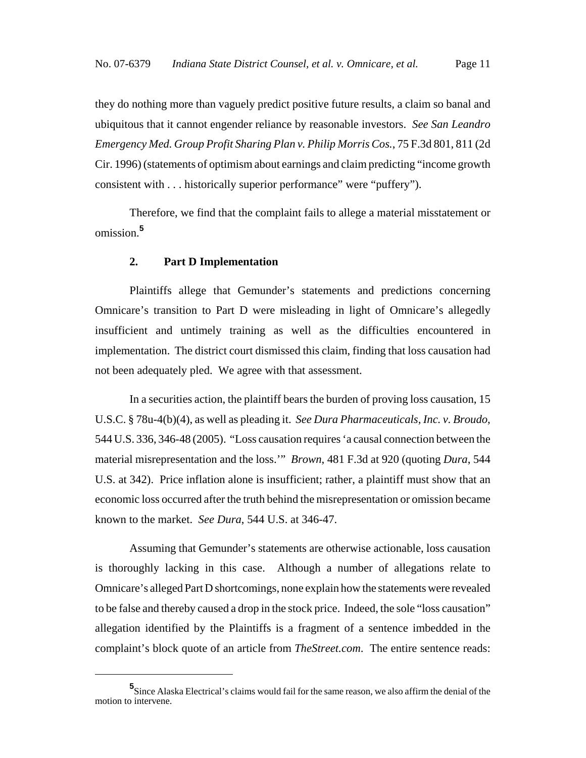they do nothing more than vaguely predict positive future results, a claim so banal and ubiquitous that it cannot engender reliance by reasonable investors. *See San Leandro Emergency Med. Group Profit Sharing Plan v. Philip Morris Cos.*, 75 F.3d 801, 811 (2d Cir. 1996) (statements of optimism about earnings and claim predicting "income growth consistent with . . . historically superior performance" were "puffery").

Therefore, we find that the complaint fails to allege a material misstatement or omission.[5]

### 2. Part D Implementation

Plaintiffs allege that Gemunder's statements and predictions concerning Omnicare's transition to Part D were misleading in light of Omnicare's allegedly insufficient and untimely training as well as the difficulties encountered in implementation. The district court dismissed this claim, finding that loss causation had not been adequately pled. We agree with that assessment.

In a securities action, the plaintiff bears the burden of proving loss causation, 15 U.S.C. § 78u-4(b)(4), as well as pleading it. *See Dura Pharmaceuticals, Inc. v. Broudo*, 544 U.S. 336, 346-48 (2005). "Loss causation requires 'a causal connection between the material misrepresentation and the loss.'" *Brown*, 481 F.3d at 920 (quoting *Dura*, 544 U.S. at 342). Price inflation alone is insufficient; rather, a plaintiff must show that an economic loss occurred after the truth behind the misrepresentation or omission became known to the market. *See Dura*, 544 U.S. at 346-47.

Assuming that Gemunder's statements are otherwise actionable, loss causation is thoroughly lacking in this case. Although a number of allegations relate to Omnicare's alleged Part D shortcomings, none explain how the statements were revealed to be false and thereby caused a drop in the stock price. Indeed, the sole "loss causation" allegation identified by the Plaintiffs is a fragment of a sentence imbedded in the complaint's block quote of an article from *TheStreet.com*. The entire sentence reads:

---

[5] Since Alaska Electrical's claims would fail for the same reason, we also affirm the denial of the motion to intervene.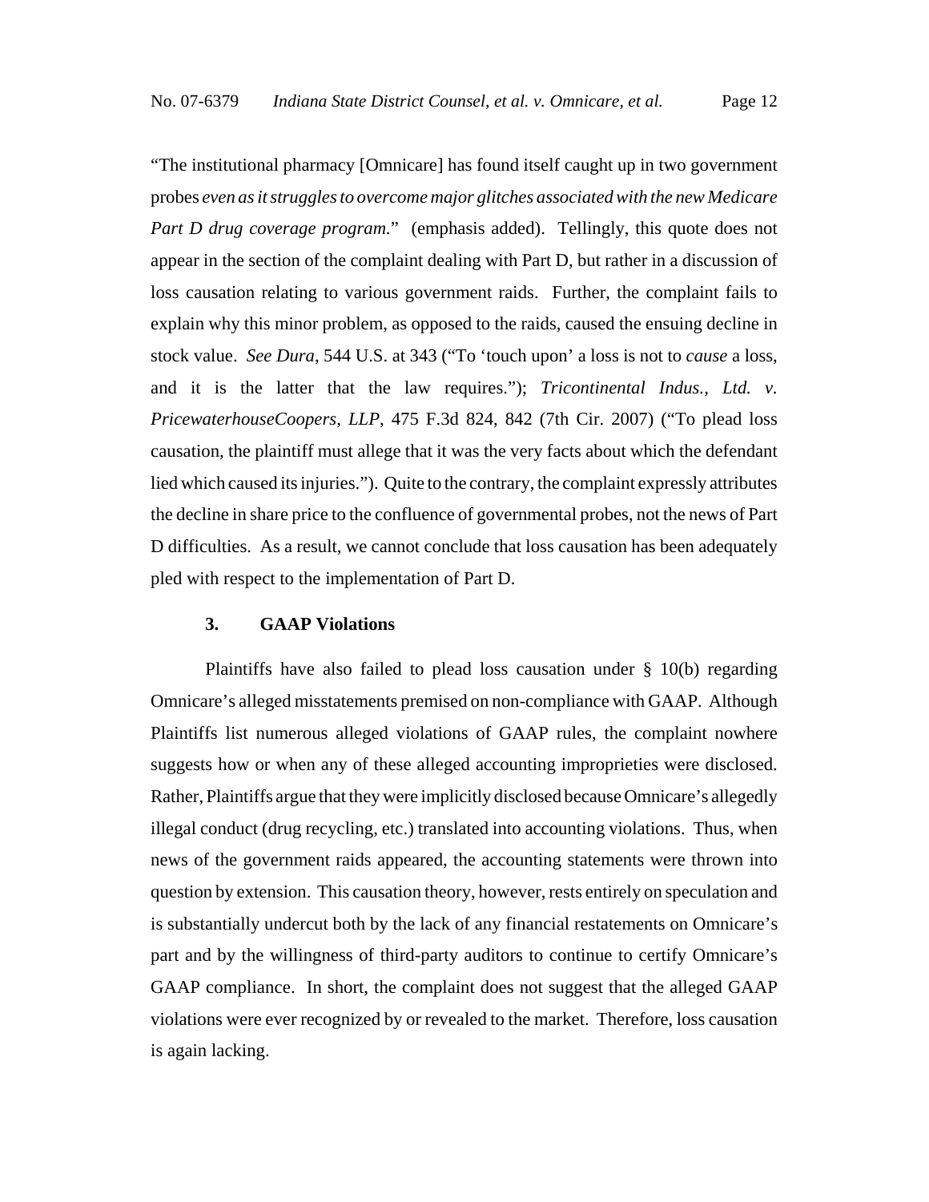"The institutional pharmacy [Omnicare] has found itself caught up in two government probes *even as it struggles to overcome major glitches associated with the new Medicare Part D drug coverage program.*" (emphasis added). Tellingly, this quote does not appear in the section of the complaint dealing with Part D, but rather in a discussion of loss causation relating to various government raids. Further, the complaint fails to explain why this minor problem, as opposed to the raids, caused the ensuing decline in stock value. *See Dura*, 544 U.S. at 343 ("To 'touch upon' a loss is not to *cause* a loss, and it is the latter that the law requires."); *Tricontinental Indus., Ltd. v. PricewaterhouseCoopers, LLP*, 475 F.3d 824, 842 (7th Cir. 2007) ("To plead loss causation, the plaintiff must allege that it was the very facts about which the defendant lied which caused its injuries."). Quite to the contrary, the complaint expressly attributes the decline in share price to the confluence of governmental probes, not the news of Part D difficulties. As a result, we cannot conclude that loss causation has been adequately pled with respect to the implementation of Part D.

### 3. GAAP Violations

Plaintiffs have also failed to plead loss causation under § 10(b) regarding Omnicare's alleged misstatements premised on non-compliance with GAAP. Although Plaintiffs list numerous alleged violations of GAAP rules, the complaint nowhere suggests how or when any of these alleged accounting improprieties were disclosed. Rather, Plaintiffs argue that they were implicitly disclosed because Omnicare's allegedly illegal conduct (drug recycling, etc.) translated into accounting violations. Thus, when news of the government raids appeared, the accounting statements were thrown into question by extension. This causation theory, however, rests entirely on speculation and is substantially undercut both by the lack of any financial restatements on Omnicare's part and by the willingness of third-party auditors to continue to certify Omnicare's GAAP compliance. In short, the complaint does not suggest that the alleged GAAP violations were ever recognized by or revealed to the market. Therefore, loss causation is again lacking.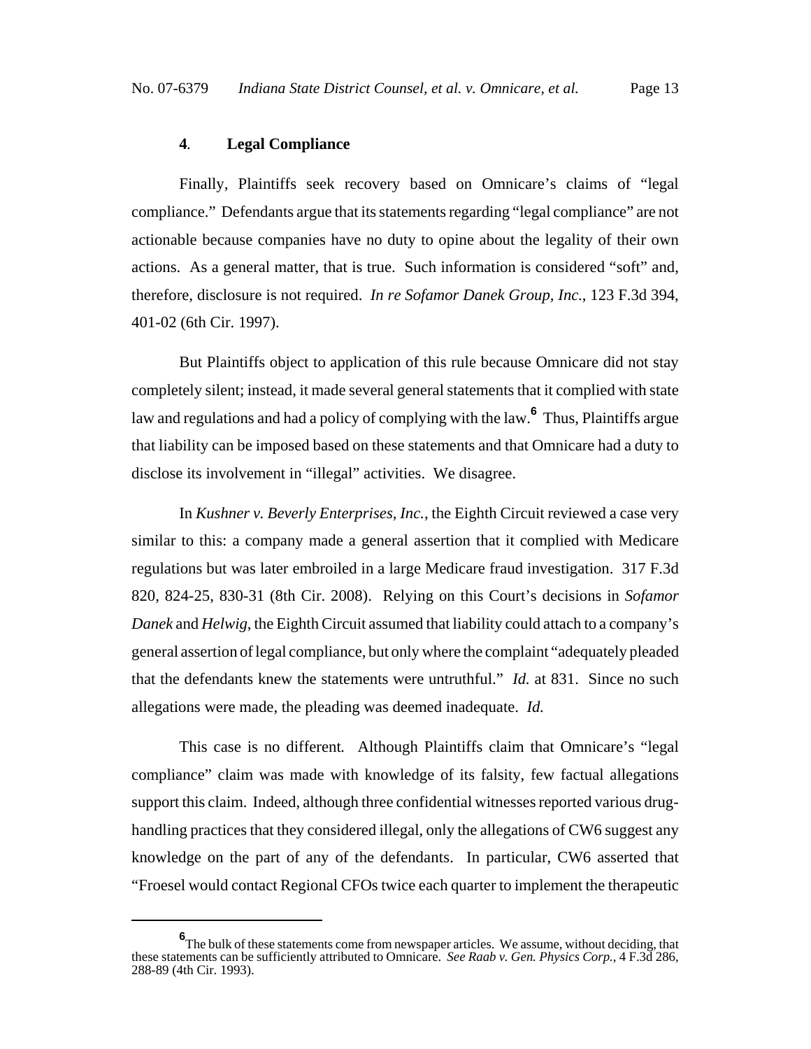### 4. Legal Compliance

Finally, Plaintiffs seek recovery based on Omnicare's claims of "legal compliance." Defendants argue that its statements regarding "legal compliance" are not actionable because companies have no duty to opine about the legality of their own actions. As a general matter, that is true. Such information is considered "soft" and, therefore, disclosure is not required. *In re Sofamor Danek Group, Inc.*, 123 F.3d 394, 401-02 (6th Cir. 1997).

But Plaintiffs object to application of this rule because Omnicare did not stay completely silent; instead, it made several general statements that it complied with state law and regulations and had a policy of complying with the law.[6] Thus, Plaintiffs argue that liability can be imposed based on these statements and that Omnicare had a duty to disclose its involvement in "illegal" activities. We disagree.

In *Kushner v. Beverly Enterprises, Inc.*, the Eighth Circuit reviewed a case very similar to this: a company made a general assertion that it complied with Medicare regulations but was later embroiled in a large Medicare fraud investigation. 317 F.3d 820, 824-25, 830-31 (8th Cir. 2008). Relying on this Court's decisions in *Sofamor Danek* and *Helwig*, the Eighth Circuit assumed that liability could attach to a company's general assertion of legal compliance, but only where the complaint "adequately pleaded that the defendants knew the statements were untruthful." *Id.* at 831. Since no such allegations were made, the pleading was deemed inadequate. *Id.*

This case is no different. Although Plaintiffs claim that Omnicare's "legal compliance" claim was made with knowledge of its falsity, few factual allegations support this claim. Indeed, although three confidential witnesses reported various drug-handling practices that they considered illegal, only the allegations of CW6 suggest any knowledge on the part of any of the defendants. In particular, CW6 asserted that "Froesel would contact Regional CFOs twice each quarter to implement the therapeutic

---

[6] The bulk of these statements come from newspaper articles. We assume, without deciding, that these statements can be sufficiently attributed to Omnicare. *See Raab v. Gen. Physics Corp.*, 4 F.3d 286, 288-89 (4th Cir. 1993).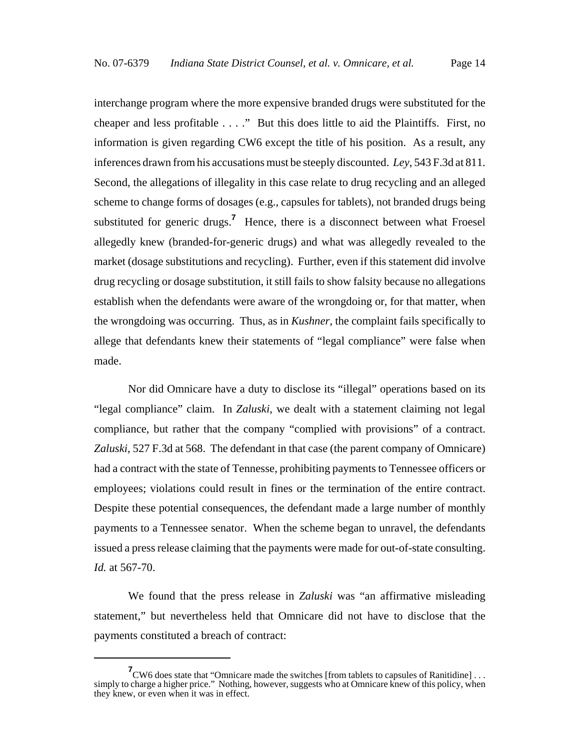interchange program where the more expensive branded drugs were substituted for the cheaper and less profitable . . . ." But this does little to aid the Plaintiffs. First, no information is given regarding CW6 except the title of his position. As a result, any inferences drawn from his accusations must be steeply discounted. *Ley*, 543 F.3d at 811. Second, the allegations of illegality in this case relate to drug recycling and an alleged scheme to change forms of dosages (e.g., capsules for tablets), not branded drugs being substituted for generic drugs.[7] Hence, there is a disconnect between what Froesel allegedly knew (branded-for-generic drugs) and what was allegedly revealed to the market (dosage substitutions and recycling). Further, even if this statement did involve drug recycling or dosage substitution, it still fails to show falsity because no allegations establish when the defendants were aware of the wrongdoing or, for that matter, when the wrongdoing was occurring. Thus, as in *Kushner*, the complaint fails specifically to allege that defendants knew their statements of "legal compliance" were false when made.

Nor did Omnicare have a duty to disclose its "illegal" operations based on its "legal compliance" claim. In *Zaluski*, we dealt with a statement claiming not legal compliance, but rather that the company "complied with provisions" of a contract. *Zaluski*, 527 F.3d at 568. The defendant in that case (the parent company of Omnicare) had a contract with the state of Tennesse, prohibiting payments to Tennessee officers or employees; violations could result in fines or the termination of the entire contract. Despite these potential consequences, the defendant made a large number of monthly payments to a Tennessee senator. When the scheme began to unravel, the defendants issued a press release claiming that the payments were made for out-of-state consulting. *Id.* at 567-70.

We found that the press release in *Zaluski* was "an affirmative misleading statement," but nevertheless held that Omnicare did not have to disclose that the payments constituted a breach of contract:

---

[7] CW6 does state that "Omnicare made the switches [from tablets to capsules of Ranitidine] . . . simply to charge a higher price." Nothing, however, suggests who at Omnicare knew of this policy, when they knew, or even when it was in effect.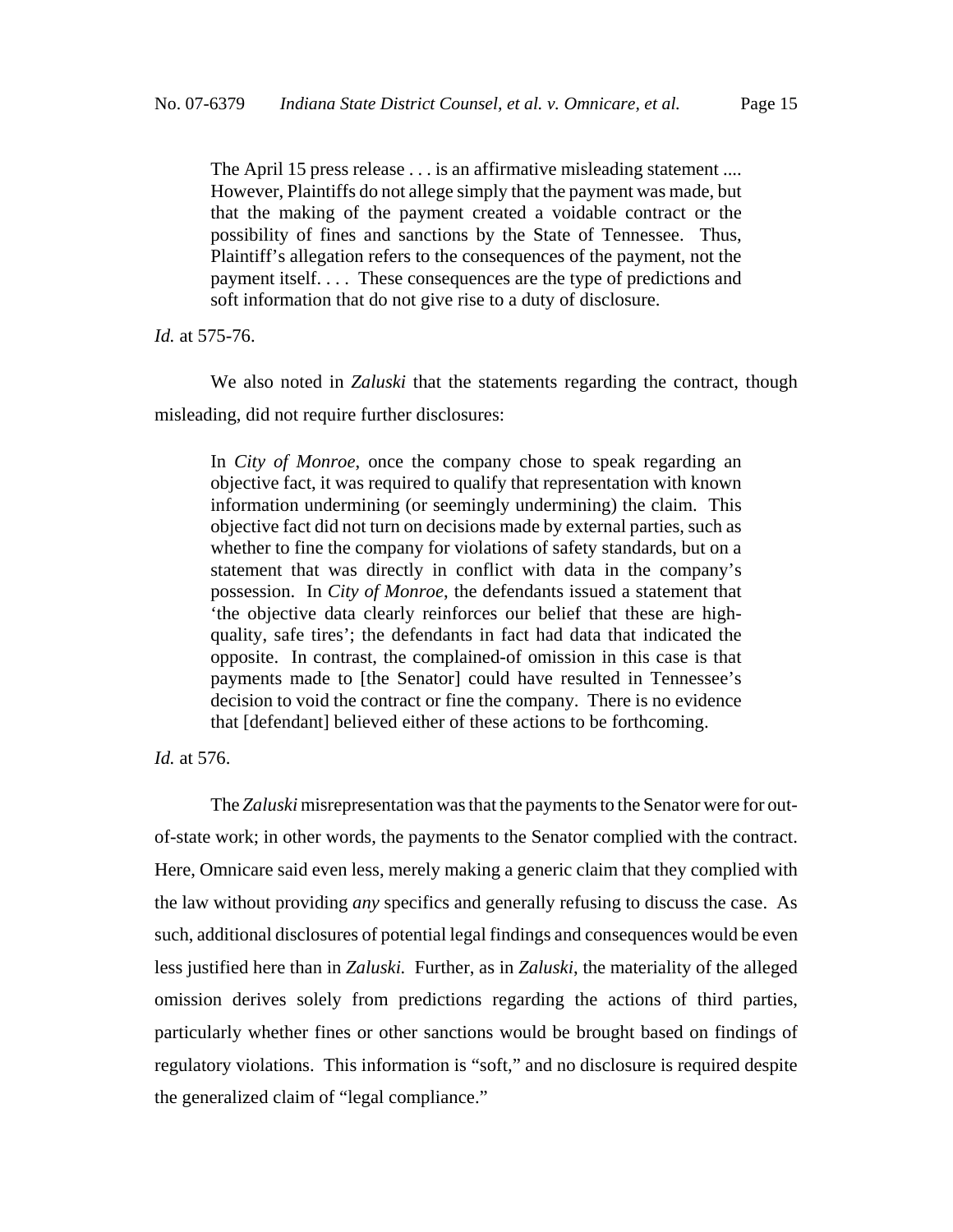> The April 15 press release . . . is an affirmative misleading statement .... However, Plaintiffs do not allege simply that the payment was made, but that the making of the payment created a voidable contract or the possibility of fines and sanctions by the State of Tennessee. Thus, Plaintiff's allegation refers to the consequences of the payment, not the payment itself. . . . These consequences are the type of predictions and soft information that do not give rise to a duty of disclosure.

*Id.* at 575-76.

We also noted in *Zaluski* that the statements regarding the contract, though misleading, did not require further disclosures:

> In *City of Monroe*, once the company chose to speak regarding an objective fact, it was required to qualify that representation with known information undermining (or seemingly undermining) the claim. This objective fact did not turn on decisions made by external parties, such as whether to fine the company for violations of safety standards, but on a statement that was directly in conflict with data in the company's possession. In *City of Monroe*, the defendants issued a statement that 'the objective data clearly reinforces our belief that these are high-quality, safe tires'; the defendants in fact had data that indicated the opposite. In contrast, the complained-of omission in this case is that payments made to [the Senator] could have resulted in Tennessee's decision to void the contract or fine the company. There is no evidence that [defendant] believed either of these actions to be forthcoming.

*Id.* at 576.

The *Zaluski* misrepresentation was that the payments to the Senator were for out-of-state work; in other words, the payments to the Senator complied with the contract. Here, Omnicare said even less, merely making a generic claim that they complied with the law without providing *any* specifics and generally refusing to discuss the case. As such, additional disclosures of potential legal findings and consequences would be even less justified here than in *Zaluski.* Further, as in *Zaluski*, the materiality of the alleged omission derives solely from predictions regarding the actions of third parties, particularly whether fines or other sanctions would be brought based on findings of regulatory violations. This information is "soft," and no disclosure is required despite the generalized claim of "legal compliance."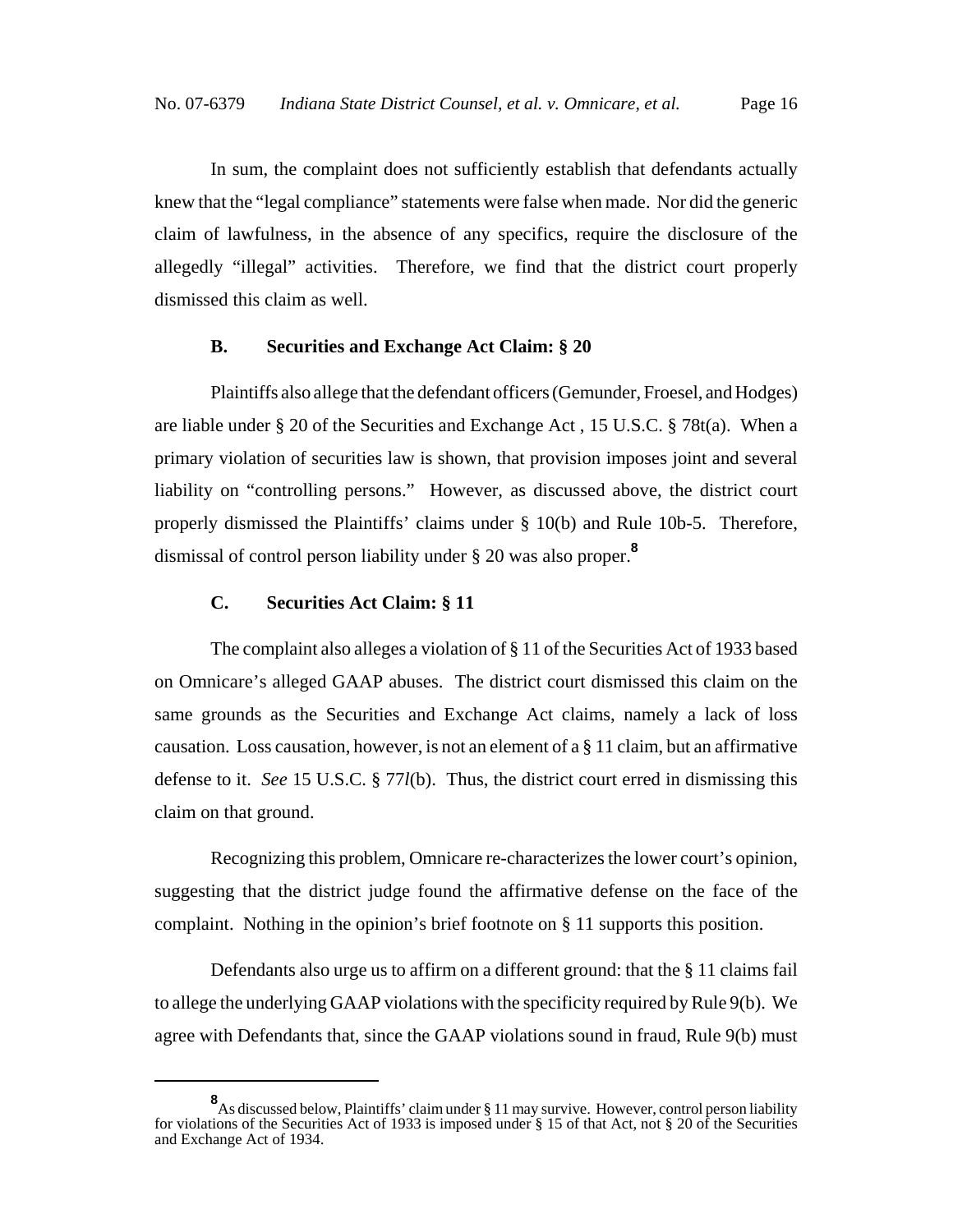In sum, the complaint does not sufficiently establish that defendants actually knew that the "legal compliance" statements were false when made. Nor did the generic claim of lawfulness, in the absence of any specifics, require the disclosure of the allegedly "illegal" activities. Therefore, we find that the district court properly dismissed this claim as well.

### B. Securities and Exchange Act Claim: § 20

Plaintiffs also allege that the defendant officers (Gemunder, Froesel, and Hodges) are liable under § 20 of the Securities and Exchange Act , 15 U.S.C. § 78t(a). When a primary violation of securities law is shown, that provision imposes joint and several liability on "controlling persons." However, as discussed above, the district court properly dismissed the Plaintiffs' claims under § 10(b) and Rule 10b-5. Therefore, dismissal of control person liability under § 20 was also proper.[8]

### C. Securities Act Claim: § 11

The complaint also alleges a violation of § 11 of the Securities Act of 1933 based on Omnicare's alleged GAAP abuses. The district court dismissed this claim on the same grounds as the Securities and Exchange Act claims, namely a lack of loss causation. Loss causation, however, is not an element of a § 11 claim, but an affirmative defense to it. *See* 15 U.S.C. § 77*l*(b). Thus, the district court erred in dismissing this claim on that ground.

Recognizing this problem, Omnicare re-characterizes the lower court's opinion, suggesting that the district judge found the affirmative defense on the face of the complaint. Nothing in the opinion's brief footnote on § 11 supports this position.

Defendants also urge us to affirm on a different ground: that the § 11 claims fail to allege the underlying GAAP violations with the specificity required by Rule 9(b). We agree with Defendants that, since the GAAP violations sound in fraud, Rule 9(b) must

---

[8] As discussed below, Plaintiffs' claim under § 11 may survive. However, control person liability for violations of the Securities Act of 1933 is imposed under § 15 of that Act, not § 20 of the Securities and Exchange Act of 1934.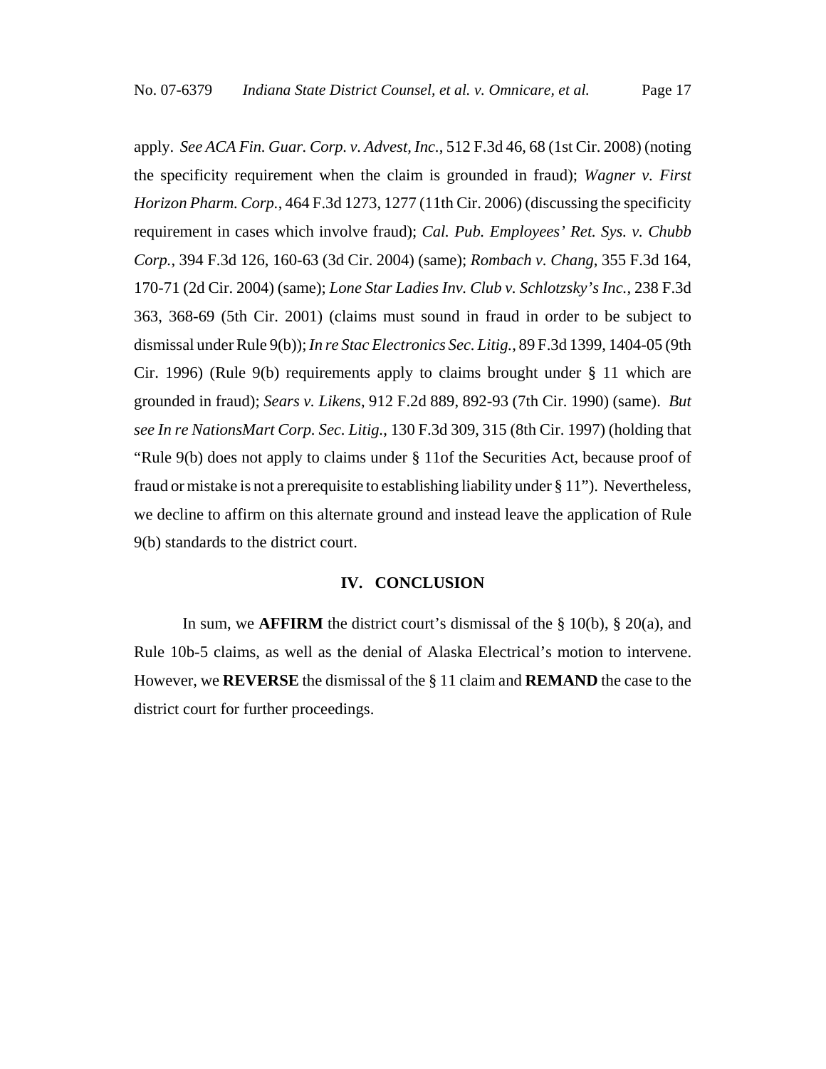apply. *See ACA Fin. Guar. Corp. v. Advest, Inc.*, 512 F.3d 46, 68 (1st Cir. 2008) (noting the specificity requirement when the claim is grounded in fraud); *Wagner v. First Horizon Pharm. Corp.*, 464 F.3d 1273, 1277 (11th Cir. 2006) (discussing the specificity requirement in cases which involve fraud); *Cal. Pub. Employees' Ret. Sys. v. Chubb Corp.*, 394 F.3d 126, 160-63 (3d Cir. 2004) (same); *Rombach v. Chang*, 355 F.3d 164, 170-71 (2d Cir. 2004) (same); *Lone Star Ladies Inv. Club v. Schlotzsky's Inc.*, 238 F.3d 363, 368-69 (5th Cir. 2001) (claims must sound in fraud in order to be subject to dismissal under Rule 9(b)); *In re Stac Electronics Sec. Litig.*, 89 F.3d 1399, 1404-05 (9th Cir. 1996) (Rule 9(b) requirements apply to claims brought under § 11 which are grounded in fraud); *Sears v. Likens*, 912 F.2d 889, 892-93 (7th Cir. 1990) (same). *But see In re NationsMart Corp. Sec. Litig.*, 130 F.3d 309, 315 (8th Cir. 1997) (holding that "Rule 9(b) does not apply to claims under § 11of the Securities Act, because proof of fraud or mistake is not a prerequisite to establishing liability under § 11"). Nevertheless, we decline to affirm on this alternate ground and instead leave the application of Rule 9(b) standards to the district court.

## IV. CONCLUSION

In sum, we **AFFIRM** the district court's dismissal of the § 10(b), § 20(a), and Rule 10b-5 claims, as well as the denial of Alaska Electrical's motion to intervene. However, we **REVERSE** the dismissal of the § 11 claim and **REMAND** the case to the district court for further proceedings.